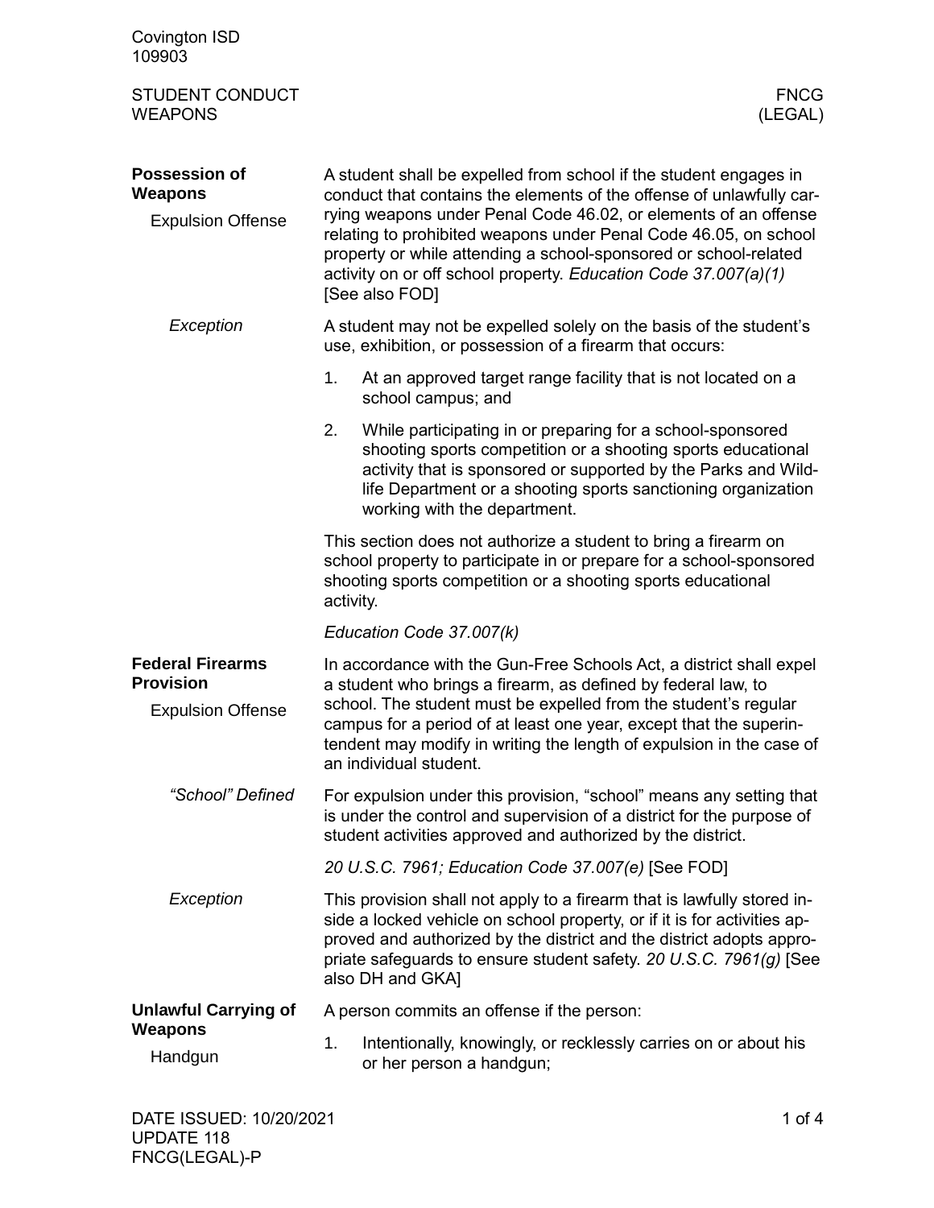# STUDENT CONDUCT WEAPONS — FNCG (LEGAL)

## Possession of Weapons

### Expulsion Offense

A student shall be expelled from school if the student engages in conduct that contains the elements of the offense of unlawfully carrying weapons under Penal Code 46.02, or elements of an offense relating to prohibited weapons under Penal Code 46.05, on school property or while attending a school-sponsored or school-related activity on or off school property. *Education Code 37.007(a)(1)* [See also FOD]

### *Exception*

A student may not be expelled solely on the basis of the student's use, exhibition, or possession of a firearm that occurs:

1. At an approved target range facility that is not located on a school campus; and
2. While participating in or preparing for a school-sponsored shooting sports competition or a shooting sports educational activity that is sponsored or supported by the Parks and Wildlife Department or a shooting sports sanctioning organization working with the department.

This section does not authorize a student to bring a firearm on school property to participate in or prepare for a school-sponsored shooting sports competition or a shooting sports educational activity.

*Education Code 37.007(k)*

## Federal Firearms Provision

### Expulsion Offense

In accordance with the Gun-Free Schools Act, a district shall expel a student who brings a firearm, as defined by federal law, to school. The student must be expelled from the student's regular campus for a period of at least one year, except that the superintendent may modify in writing the length of expulsion in the case of an individual student.

### *"School" Defined*

For expulsion under this provision, "school" means any setting that is under the control and supervision of a district for the purpose of student activities approved and authorized by the district.

*20 U.S.C. 7961; Education Code 37.007(e)* [See FOD]

### *Exception*

This provision shall not apply to a firearm that is lawfully stored inside a locked vehicle on school property, or if it is for activities approved and authorized by the district and the district adopts appropriate safeguards to ensure student safety. *20 U.S.C. 7961(g)* [See also DH and GKA]

## Unlawful Carrying of Weapons

### Handgun

A person commits an offense if the person:

1. Intentionally, knowingly, or recklessly carries on or about his or her person a handgun;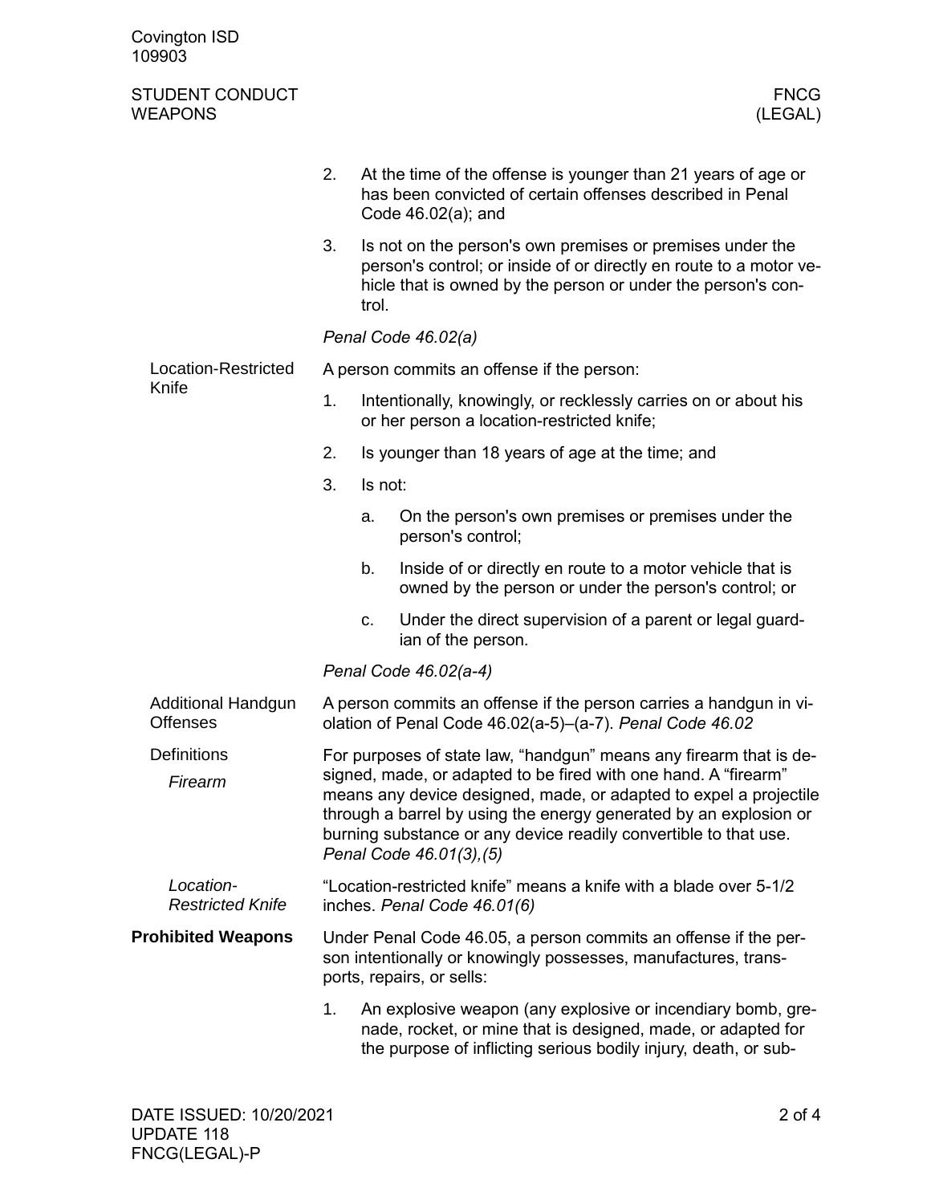2. At the time of the offense is younger than 21 years of age or has been convicted of certain offenses described in Penal Code 46.02(a); and
3. Is not on the person's own premises or premises under the person's control; or inside of or directly en route to a motor vehicle that is owned by the person or under the person's control.

*Penal Code 46.02(a)*

### Location-Restricted Knife

A person commits an offense if the person:

1. Intentionally, knowingly, or recklessly carries on or about his or her person a location-restricted knife;
2. Is younger than 18 years of age at the time; and
3. Is not:
   a. On the person's own premises or premises under the person's control;
   b. Inside of or directly en route to a motor vehicle that is owned by the person or under the person's control; or
   c. Under the direct supervision of a parent or legal guardian of the person.

*Penal Code 46.02(a-4)*

### Additional Handgun Offenses

A person commits an offense if the person carries a handgun in violation of Penal Code 46.02(a-5)–(a-7). *Penal Code 46.02*

### Definitions

#### *Firearm*

For purposes of state law, "handgun" means any firearm that is designed, made, or adapted to be fired with one hand. A "firearm" means any device designed, made, or adapted to expel a projectile through a barrel by using the energy generated by an explosion or burning substance or any device readily convertible to that use. *Penal Code 46.01(3),(5)*

#### *Location-Restricted Knife*

"Location-restricted knife" means a knife with a blade over 5-1/2 inches. *Penal Code 46.01(6)*

## Prohibited Weapons

Under Penal Code 46.05, a person commits an offense if the person intentionally or knowingly possesses, manufactures, transports, repairs, or sells:

1. An explosive weapon (any explosive or incendiary bomb, grenade, rocket, or mine that is designed, made, or adapted for the purpose of inflicting serious bodily injury, death, or sub-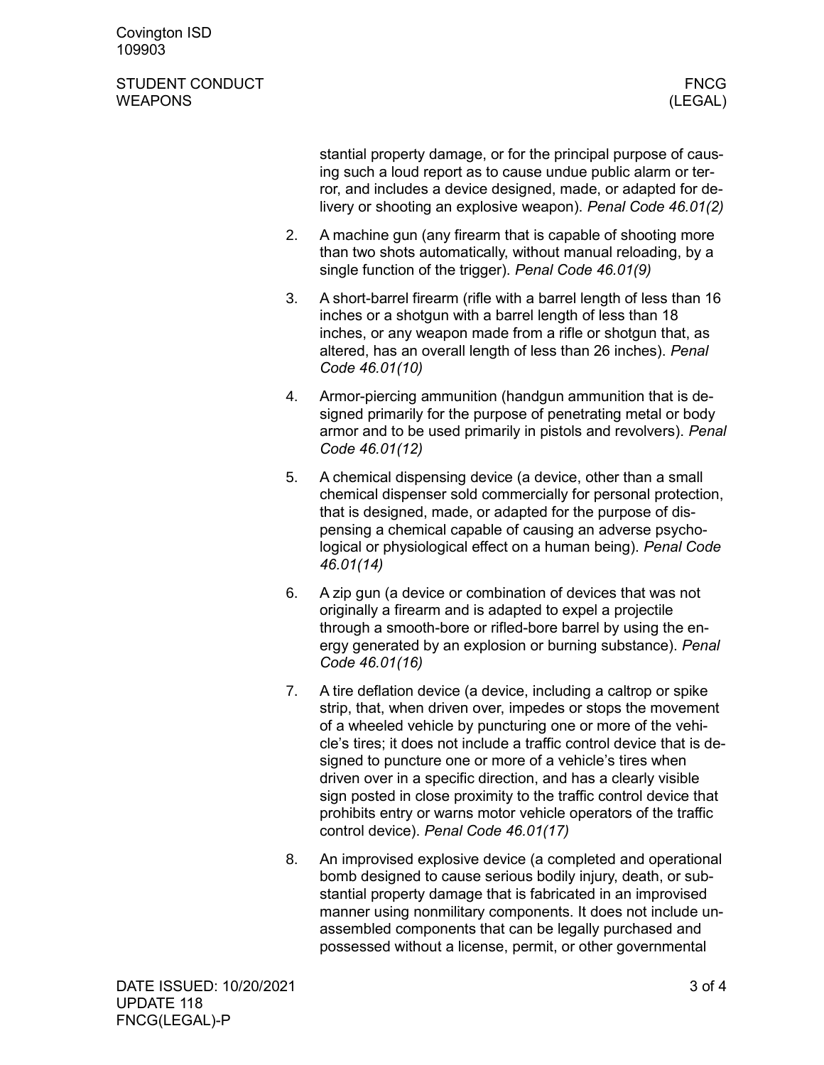stantial property damage, or for the principal purpose of causing such a loud report as to cause undue public alarm or terror, and includes a device designed, made, or adapted for delivery or shooting an explosive weapon). *Penal Code 46.01(2)*

2. A machine gun (any firearm that is capable of shooting more than two shots automatically, without manual reloading, by a single function of the trigger). *Penal Code 46.01(9)*
3. A short-barrel firearm (rifle with a barrel length of less than 16 inches or a shotgun with a barrel length of less than 18 inches, or any weapon made from a rifle or shotgun that, as altered, has an overall length of less than 26 inches). *Penal Code 46.01(10)*
4. Armor-piercing ammunition (handgun ammunition that is designed primarily for the purpose of penetrating metal or body armor and to be used primarily in pistols and revolvers). *Penal Code 46.01(12)*
5. A chemical dispensing device (a device, other than a small chemical dispenser sold commercially for personal protection, that is designed, made, or adapted for the purpose of dispensing a chemical capable of causing an adverse psychological or physiological effect on a human being). *Penal Code 46.01(14)*
6. A zip gun (a device or combination of devices that was not originally a firearm and is adapted to expel a projectile through a smooth-bore or rifled-bore barrel by using the energy generated by an explosion or burning substance). *Penal Code 46.01(16)*
7. A tire deflation device (a device, including a caltrop or spike strip, that, when driven over, impedes or stops the movement of a wheeled vehicle by puncturing one or more of the vehicle's tires; it does not include a traffic control device that is designed to puncture one or more of a vehicle's tires when driven over in a specific direction, and has a clearly visible sign posted in close proximity to the traffic control device that prohibits entry or warns motor vehicle operators of the traffic control device). *Penal Code 46.01(17)*
8. An improvised explosive device (a completed and operational bomb designed to cause serious bodily injury, death, or substantial property damage that is fabricated in an improvised manner using nonmilitary components. It does not include unassembled components that can be legally purchased and possessed without a license, permit, or other governmental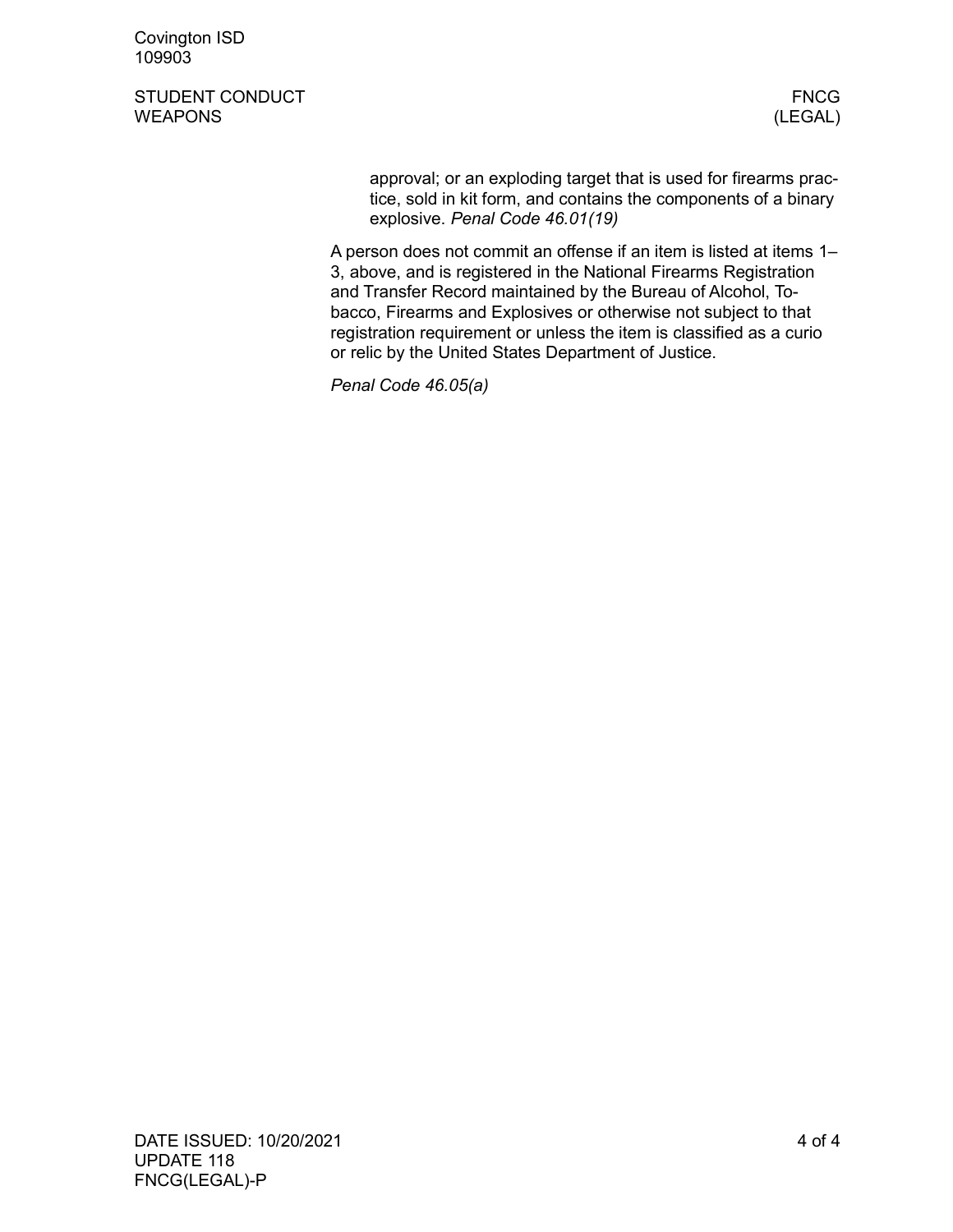approval; or an exploding target that is used for firearms practice, sold in kit form, and contains the components of a binary explosive. *Penal Code 46.01(19)*

A person does not commit an offense if an item is listed at items 1–3, above, and is registered in the National Firearms Registration and Transfer Record maintained by the Bureau of Alcohol, Tobacco, Firearms and Explosives or otherwise not subject to that registration requirement or unless the item is classified as a curio or relic by the United States Department of Justice.

*Penal Code 46.05(a)*